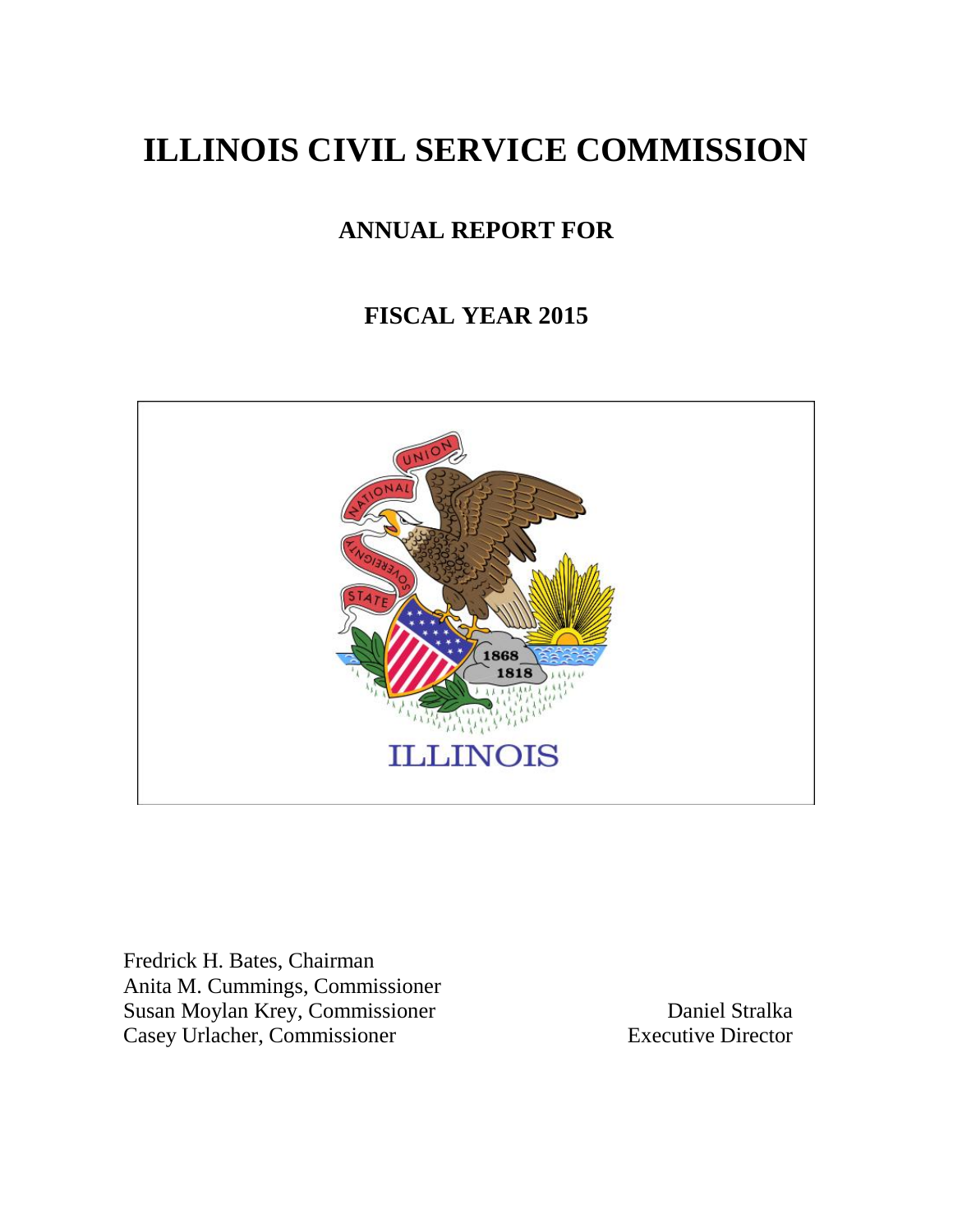# ILLINOIS CIVIL SERVICE COMMISSION

## ANNUAL REPORT FOR

## FISCAL YEAR 2015

Fredrick H. Bates, Chairman
Anita M. Cummings, Commissioner
Susan Moylan Krey, Commissioner
Casey Urlacher, Commissioner

Daniel Stralka
Executive Director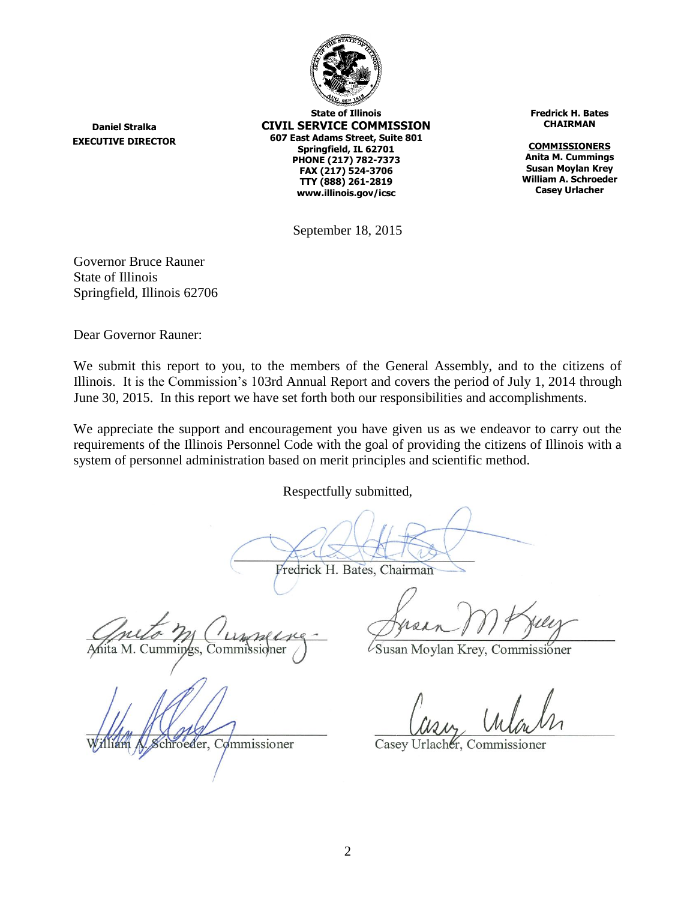**Daniel Stralka**
**EXECUTIVE DIRECTOR**

**State of Illinois**
**CIVIL SERVICE COMMISSION**
**607 East Adams Street, Suite 801**
**Springfield, IL 62701**
**PHONE (217) 782-7373**
**FAX (217) 524-3706**
**TTY (888) 261-2819**
**www.illinois.gov/icsc**

**Fredrick H. Bates**
**CHAIRMAN**

**COMMISSIONERS**
**Anita M. Cummings**
**Susan Moylan Krey**
**William A. Schroeder**
**Casey Urlacher**

September 18, 2015

Governor Bruce Rauner
State of Illinois
Springfield, Illinois 62706

Dear Governor Rauner:

We submit this report to you, to the members of the General Assembly, and to the citizens of Illinois. It is the Commission's 103rd Annual Report and covers the period of July 1, 2014 through June 30, 2015. In this report we have set forth both our responsibilities and accomplishments.

We appreciate the support and encouragement you have given us as we endeavor to carry out the requirements of the Illinois Personnel Code with the goal of providing the citizens of Illinois with a system of personnel administration based on merit principles and scientific method.

Respectfully submitted,

Fredrick H. Bates, Chairman

Anita M. Cummings, Commissioner

Susan Moylan Krey, Commissioner

William A. Schroeder, Commissioner

Casey Urlacher, Commissioner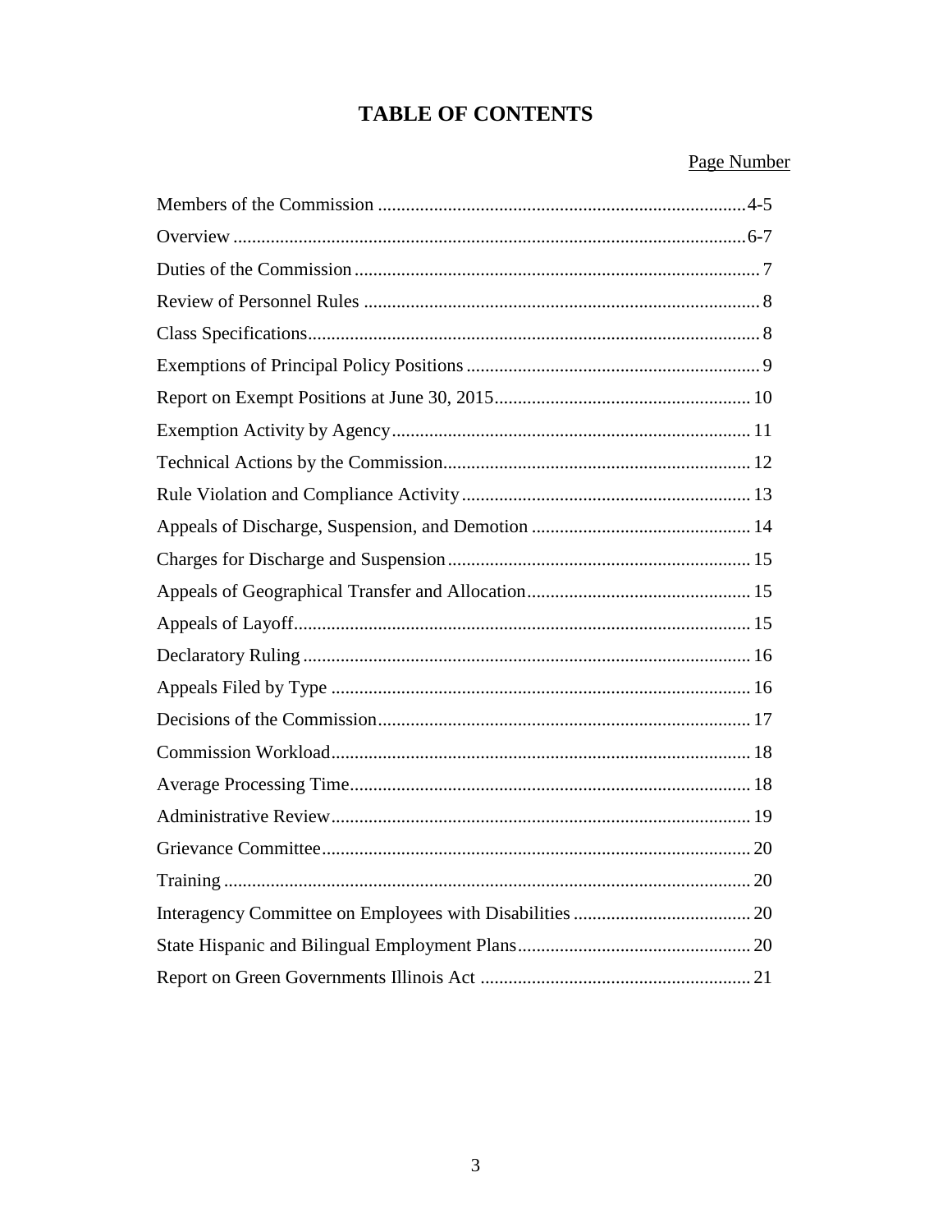# TABLE OF CONTENTS

| | Page Number |
|---|---|
| Members of the Commission | 4-5 |
| Overview | 6-7 |
| Duties of the Commission | 7 |
| Review of Personnel Rules | 8 |
| Class Specifications | 8 |
| Exemptions of Principal Policy Positions | 9 |
| Report on Exempt Positions at June 30, 2015 | 10 |
| Exemption Activity by Agency | 11 |
| Technical Actions by the Commission | 12 |
| Rule Violation and Compliance Activity | 13 |
| Appeals of Discharge, Suspension, and Demotion | 14 |
| Charges for Discharge and Suspension | 15 |
| Appeals of Geographical Transfer and Allocation | 15 |
| Appeals of Layoff | 15 |
| Declaratory Ruling | 16 |
| Appeals Filed by Type | 16 |
| Decisions of the Commission | 17 |
| Commission Workload | 18 |
| Average Processing Time | 18 |
| Administrative Review | 19 |
| Grievance Committee | 20 |
| Training | 20 |
| Interagency Committee on Employees with Disabilities | 20 |
| State Hispanic and Bilingual Employment Plans | 20 |
| Report on Green Governments Illinois Act | 21 |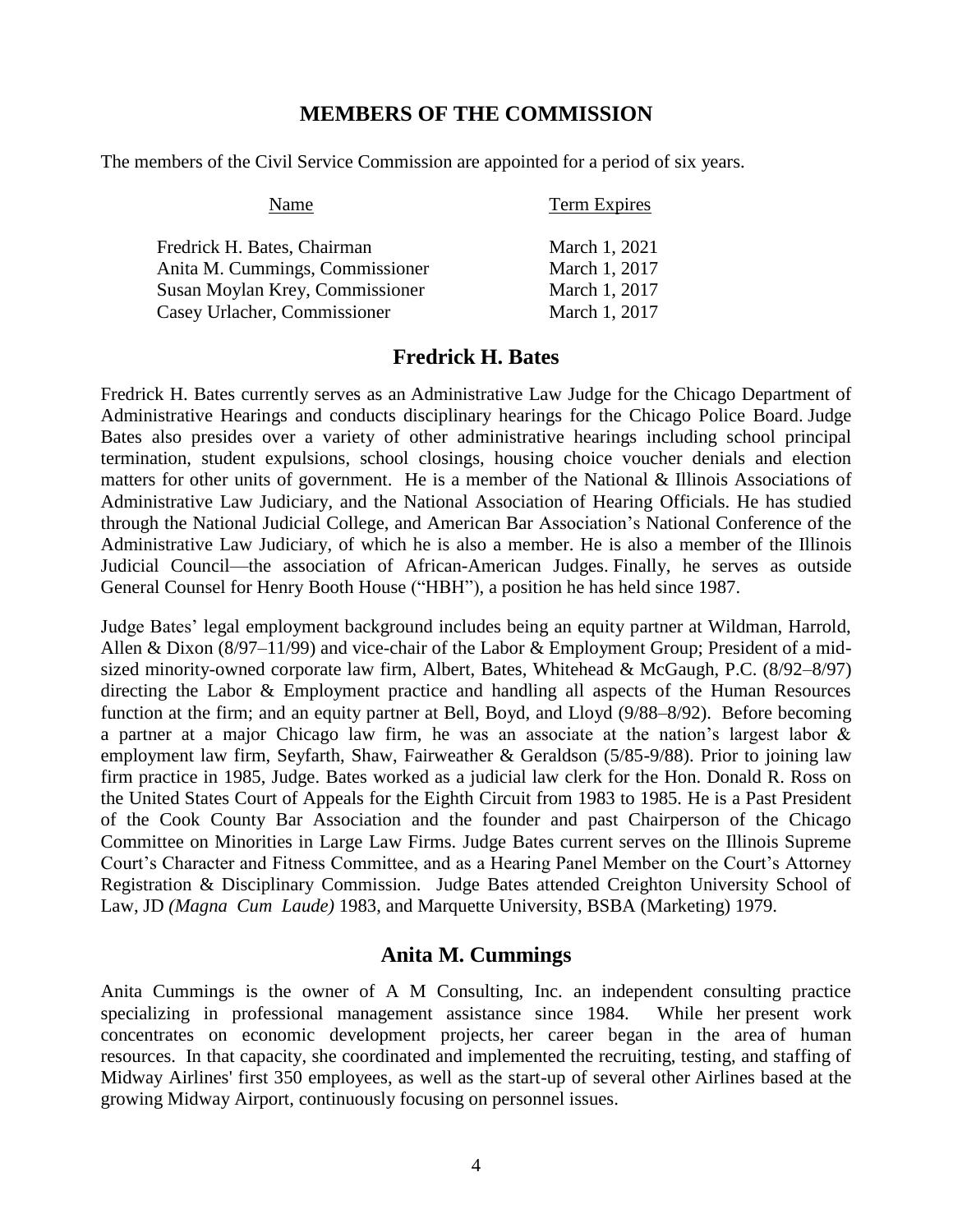## MEMBERS OF THE COMMISSION

The members of the Civil Service Commission are appointed for a period of six years.

| Name | Term Expires |
|---|---|
| Fredrick H. Bates, Chairman | March 1, 2021 |
| Anita M. Cummings, Commissioner | March 1, 2017 |
| Susan Moylan Krey, Commissioner | March 1, 2017 |
| Casey Urlacher, Commissioner | March 1, 2017 |

## Fredrick H. Bates

Fredrick H. Bates currently serves as an Administrative Law Judge for the Chicago Department of Administrative Hearings and conducts disciplinary hearings for the Chicago Police Board. Judge Bates also presides over a variety of other administrative hearings including school principal termination, student expulsions, school closings, housing choice voucher denials and election matters for other units of government. He is a member of the National & Illinois Associations of Administrative Law Judiciary, and the National Association of Hearing Officials. He has studied through the National Judicial College, and American Bar Association's National Conference of the Administrative Law Judiciary, of which he is also a member. He is also a member of the Illinois Judicial Council—the association of African-American Judges. Finally, he serves as outside General Counsel for Henry Booth House ("HBH"), a position he has held since 1987.

Judge Bates' legal employment background includes being an equity partner at Wildman, Harrold, Allen & Dixon (8/97–11/99) and vice-chair of the Labor & Employment Group; President of a mid-sized minority-owned corporate law firm, Albert, Bates, Whitehead & McGaugh, P.C. (8/92–8/97) directing the Labor & Employment practice and handling all aspects of the Human Resources function at the firm; and an equity partner at Bell, Boyd, and Lloyd (9/88–8/92). Before becoming a partner at a major Chicago law firm, he was an associate at the nation's largest labor & employment law firm, Seyfarth, Shaw, Fairweather & Geraldson (5/85-9/88). Prior to joining law firm practice in 1985, Judge. Bates worked as a judicial law clerk for the Hon. Donald R. Ross on the United States Court of Appeals for the Eighth Circuit from 1983 to 1985. He is a Past President of the Cook County Bar Association and the founder and past Chairperson of the Chicago Committee on Minorities in Large Law Firms. Judge Bates current serves on the Illinois Supreme Court's Character and Fitness Committee, and as a Hearing Panel Member on the Court's Attorney Registration & Disciplinary Commission. Judge Bates attended Creighton University School of Law, JD *(Magna Cum Laude)* 1983, and Marquette University, BSBA (Marketing) 1979.

## Anita M. Cummings

Anita Cummings is the owner of A M Consulting, Inc. an independent consulting practice specializing in professional management assistance since 1984. While her present work concentrates on economic development projects, her career began in the area of human resources. In that capacity, she coordinated and implemented the recruiting, testing, and staffing of Midway Airlines' first 350 employees, as well as the start-up of several other Airlines based at the growing Midway Airport, continuously focusing on personnel issues.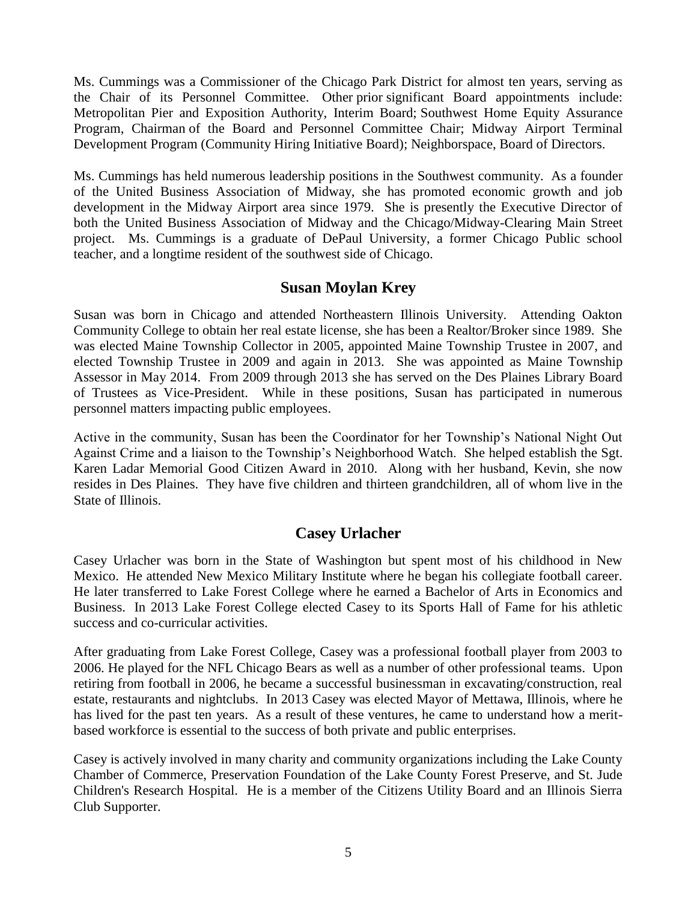Ms. Cummings was a Commissioner of the Chicago Park District for almost ten years, serving as the Chair of its Personnel Committee. Other prior significant Board appointments include: Metropolitan Pier and Exposition Authority, Interim Board; Southwest Home Equity Assurance Program, Chairman of the Board and Personnel Committee Chair; Midway Airport Terminal Development Program (Community Hiring Initiative Board); Neighborspace, Board of Directors.

Ms. Cummings has held numerous leadership positions in the Southwest community. As a founder of the United Business Association of Midway, she has promoted economic growth and job development in the Midway Airport area since 1979. She is presently the Executive Director of both the United Business Association of Midway and the Chicago/Midway-Clearing Main Street project. Ms. Cummings is a graduate of DePaul University, a former Chicago Public school teacher, and a longtime resident of the southwest side of Chicago.

## Susan Moylan Krey

Susan was born in Chicago and attended Northeastern Illinois University. Attending Oakton Community College to obtain her real estate license, she has been a Realtor/Broker since 1989. She was elected Maine Township Collector in 2005, appointed Maine Township Trustee in 2007, and elected Township Trustee in 2009 and again in 2013. She was appointed as Maine Township Assessor in May 2014. From 2009 through 2013 she has served on the Des Plaines Library Board of Trustees as Vice-President. While in these positions, Susan has participated in numerous personnel matters impacting public employees.

Active in the community, Susan has been the Coordinator for her Township's National Night Out Against Crime and a liaison to the Township's Neighborhood Watch. She helped establish the Sgt. Karen Ladar Memorial Good Citizen Award in 2010. Along with her husband, Kevin, she now resides in Des Plaines. They have five children and thirteen grandchildren, all of whom live in the State of Illinois.

## Casey Urlacher

Casey Urlacher was born in the State of Washington but spent most of his childhood in New Mexico. He attended New Mexico Military Institute where he began his collegiate football career. He later transferred to Lake Forest College where he earned a Bachelor of Arts in Economics and Business. In 2013 Lake Forest College elected Casey to its Sports Hall of Fame for his athletic success and co-curricular activities.

After graduating from Lake Forest College, Casey was a professional football player from 2003 to 2006. He played for the NFL Chicago Bears as well as a number of other professional teams. Upon retiring from football in 2006, he became a successful businessman in excavating/construction, real estate, restaurants and nightclubs. In 2013 Casey was elected Mayor of Mettawa, Illinois, where he has lived for the past ten years. As a result of these ventures, he came to understand how a merit-based workforce is essential to the success of both private and public enterprises.

Casey is actively involved in many charity and community organizations including the Lake County Chamber of Commerce, Preservation Foundation of the Lake County Forest Preserve, and St. Jude Children's Research Hospital. He is a member of the Citizens Utility Board and an Illinois Sierra Club Supporter.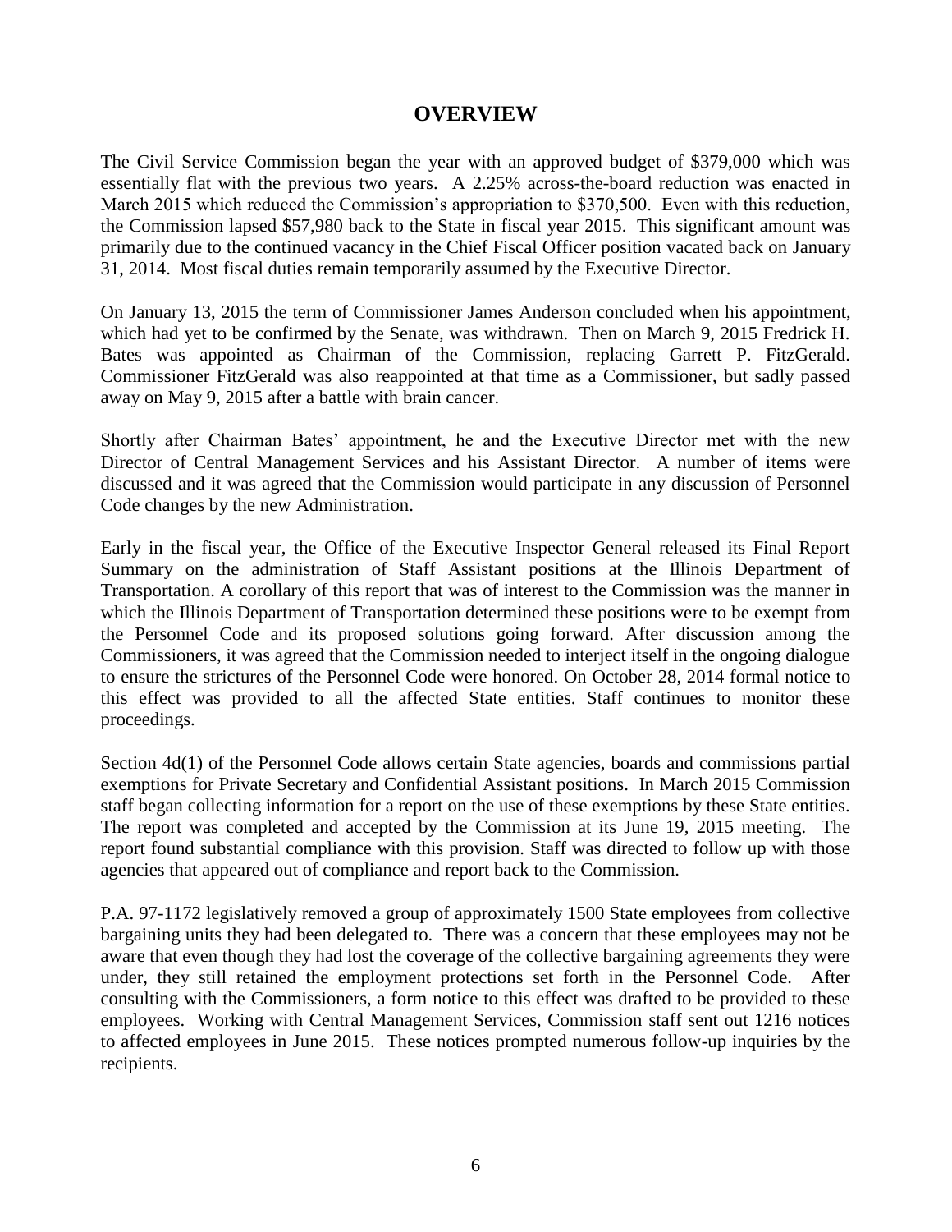# OVERVIEW

The Civil Service Commission began the year with an approved budget of $379,000 which was essentially flat with the previous two years. A 2.25% across-the-board reduction was enacted in March 2015 which reduced the Commission's appropriation to $370,500. Even with this reduction, the Commission lapsed $57,980 back to the State in fiscal year 2015. This significant amount was primarily due to the continued vacancy in the Chief Fiscal Officer position vacated back on January 31, 2014. Most fiscal duties remain temporarily assumed by the Executive Director.

On January 13, 2015 the term of Commissioner James Anderson concluded when his appointment, which had yet to be confirmed by the Senate, was withdrawn. Then on March 9, 2015 Fredrick H. Bates was appointed as Chairman of the Commission, replacing Garrett P. FitzGerald. Commissioner FitzGerald was also reappointed at that time as a Commissioner, but sadly passed away on May 9, 2015 after a battle with brain cancer.

Shortly after Chairman Bates' appointment, he and the Executive Director met with the new Director of Central Management Services and his Assistant Director. A number of items were discussed and it was agreed that the Commission would participate in any discussion of Personnel Code changes by the new Administration.

Early in the fiscal year, the Office of the Executive Inspector General released its Final Report Summary on the administration of Staff Assistant positions at the Illinois Department of Transportation. A corollary of this report that was of interest to the Commission was the manner in which the Illinois Department of Transportation determined these positions were to be exempt from the Personnel Code and its proposed solutions going forward. After discussion among the Commissioners, it was agreed that the Commission needed to interject itself in the ongoing dialogue to ensure the strictures of the Personnel Code were honored. On October 28, 2014 formal notice to this effect was provided to all the affected State entities. Staff continues to monitor these proceedings.

Section 4d(1) of the Personnel Code allows certain State agencies, boards and commissions partial exemptions for Private Secretary and Confidential Assistant positions. In March 2015 Commission staff began collecting information for a report on the use of these exemptions by these State entities. The report was completed and accepted by the Commission at its June 19, 2015 meeting. The report found substantial compliance with this provision. Staff was directed to follow up with those agencies that appeared out of compliance and report back to the Commission.

P.A. 97-1172 legislatively removed a group of approximately 1500 State employees from collective bargaining units they had been delegated to. There was a concern that these employees may not be aware that even though they had lost the coverage of the collective bargaining agreements they were under, they still retained the employment protections set forth in the Personnel Code. After consulting with the Commissioners, a form notice to this effect was drafted to be provided to these employees. Working with Central Management Services, Commission staff sent out 1216 notices to affected employees in June 2015. These notices prompted numerous follow-up inquiries by the recipients.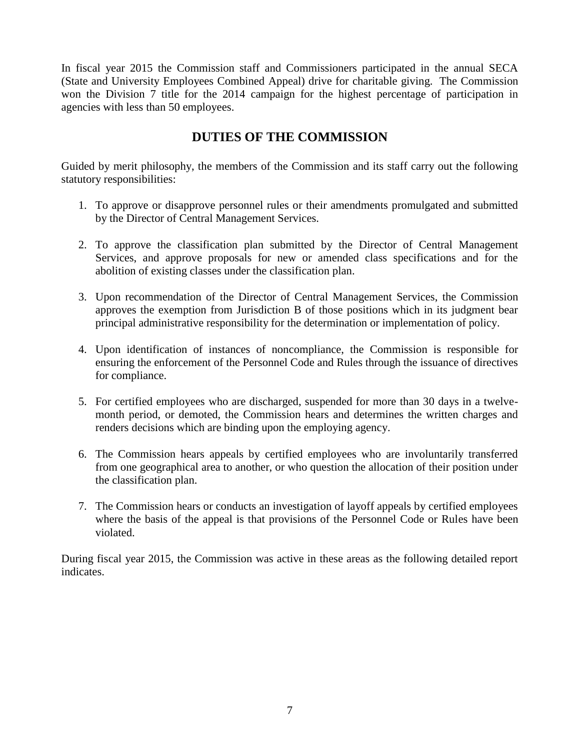In fiscal year 2015 the Commission staff and Commissioners participated in the annual SECA (State and University Employees Combined Appeal) drive for charitable giving. The Commission won the Division 7 title for the 2014 campaign for the highest percentage of participation in agencies with less than 50 employees.

## DUTIES OF THE COMMISSION

Guided by merit philosophy, the members of the Commission and its staff carry out the following statutory responsibilities:

1. To approve or disapprove personnel rules or their amendments promulgated and submitted by the Director of Central Management Services.

2. To approve the classification plan submitted by the Director of Central Management Services, and approve proposals for new or amended class specifications and for the abolition of existing classes under the classification plan.

3. Upon recommendation of the Director of Central Management Services, the Commission approves the exemption from Jurisdiction B of those positions which in its judgment bear principal administrative responsibility for the determination or implementation of policy.

4. Upon identification of instances of noncompliance, the Commission is responsible for ensuring the enforcement of the Personnel Code and Rules through the issuance of directives for compliance.

5. For certified employees who are discharged, suspended for more than 30 days in a twelve-month period, or demoted, the Commission hears and determines the written charges and renders decisions which are binding upon the employing agency.

6. The Commission hears appeals by certified employees who are involuntarily transferred from one geographical area to another, or who question the allocation of their position under the classification plan.

7. The Commission hears or conducts an investigation of layoff appeals by certified employees where the basis of the appeal is that provisions of the Personnel Code or Rules have been violated.

During fiscal year 2015, the Commission was active in these areas as the following detailed report indicates.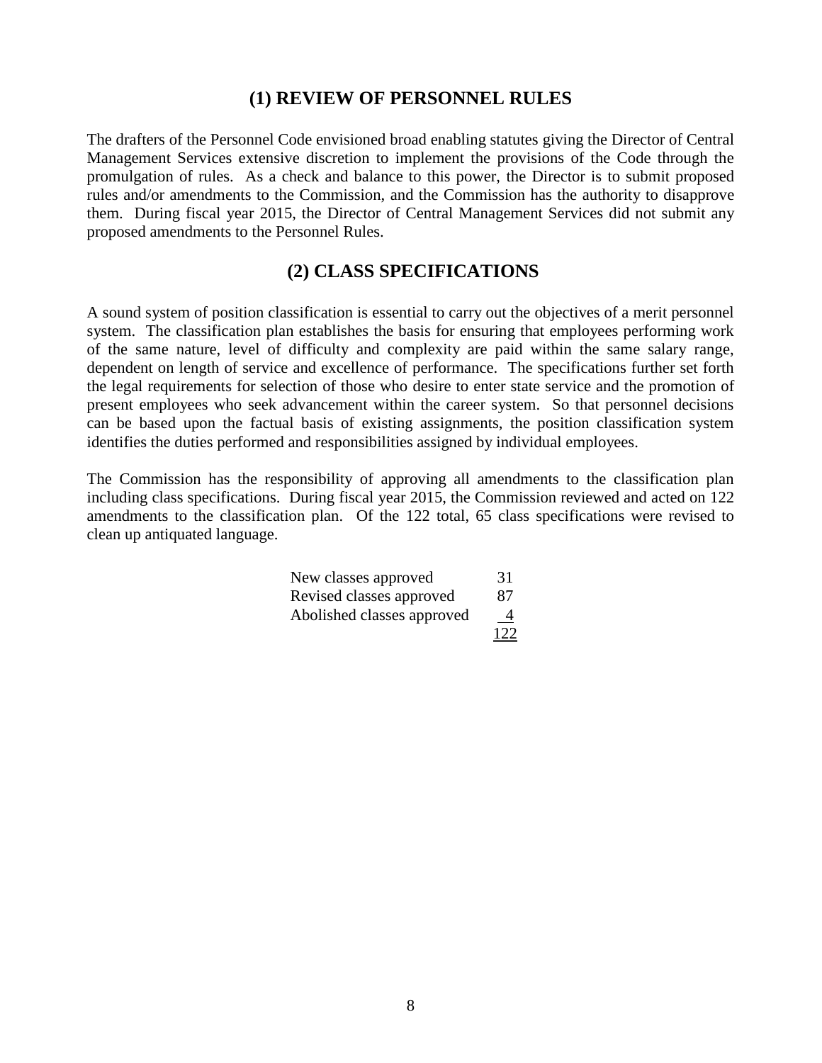## (1) REVIEW OF PERSONNEL RULES

The drafters of the Personnel Code envisioned broad enabling statutes giving the Director of Central Management Services extensive discretion to implement the provisions of the Code through the promulgation of rules. As a check and balance to this power, the Director is to submit proposed rules and/or amendments to the Commission, and the Commission has the authority to disapprove them. During fiscal year 2015, the Director of Central Management Services did not submit any proposed amendments to the Personnel Rules.

## (2) CLASS SPECIFICATIONS

A sound system of position classification is essential to carry out the objectives of a merit personnel system. The classification plan establishes the basis for ensuring that employees performing work of the same nature, level of difficulty and complexity are paid within the same salary range, dependent on length of service and excellence of performance. The specifications further set forth the legal requirements for selection of those who desire to enter state service and the promotion of present employees who seek advancement within the career system. So that personnel decisions can be based upon the factual basis of existing assignments, the position classification system identifies the duties performed and responsibilities assigned by individual employees.

The Commission has the responsibility of approving all amendments to the classification plan including class specifications. During fiscal year 2015, the Commission reviewed and acted on 122 amendments to the classification plan. Of the 122 total, 65 class specifications were revised to clean up antiquated language.

| | |
|---|---|
| New classes approved | 31 |
| Revised classes approved | 87 |
| Abolished classes approved | 4 |
| | 122 |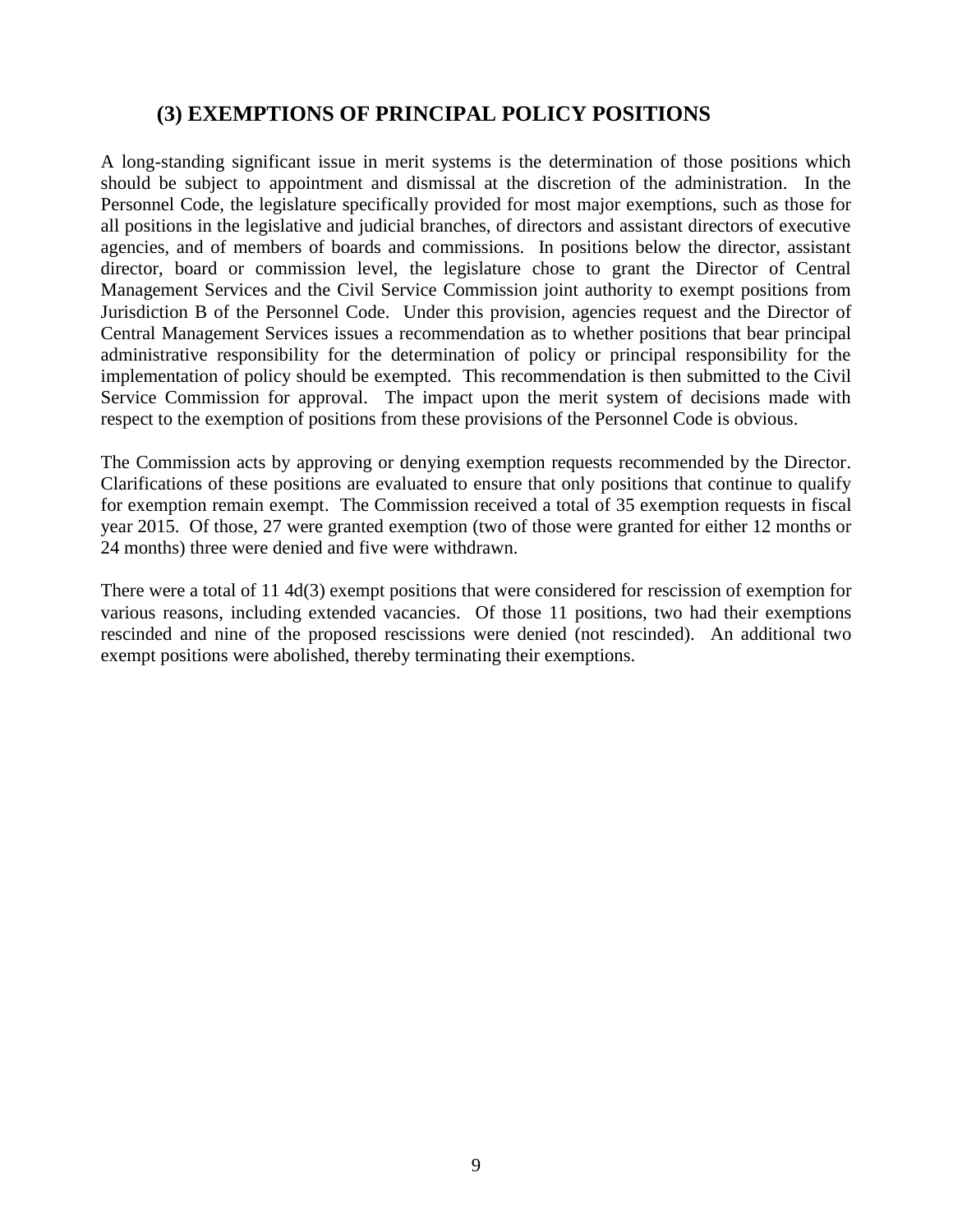## (3) EXEMPTIONS OF PRINCIPAL POLICY POSITIONS

A long-standing significant issue in merit systems is the determination of those positions which should be subject to appointment and dismissal at the discretion of the administration. In the Personnel Code, the legislature specifically provided for most major exemptions, such as those for all positions in the legislative and judicial branches, of directors and assistant directors of executive agencies, and of members of boards and commissions. In positions below the director, assistant director, board or commission level, the legislature chose to grant the Director of Central Management Services and the Civil Service Commission joint authority to exempt positions from Jurisdiction B of the Personnel Code. Under this provision, agencies request and the Director of Central Management Services issues a recommendation as to whether positions that bear principal administrative responsibility for the determination of policy or principal responsibility for the implementation of policy should be exempted. This recommendation is then submitted to the Civil Service Commission for approval. The impact upon the merit system of decisions made with respect to the exemption of positions from these provisions of the Personnel Code is obvious.

The Commission acts by approving or denying exemption requests recommended by the Director. Clarifications of these positions are evaluated to ensure that only positions that continue to qualify for exemption remain exempt. The Commission received a total of 35 exemption requests in fiscal year 2015. Of those, 27 were granted exemption (two of those were granted for either 12 months or 24 months) three were denied and five were withdrawn.

There were a total of 11 4d(3) exempt positions that were considered for rescission of exemption for various reasons, including extended vacancies. Of those 11 positions, two had their exemptions rescinded and nine of the proposed rescissions were denied (not rescinded). An additional two exempt positions were abolished, thereby terminating their exemptions.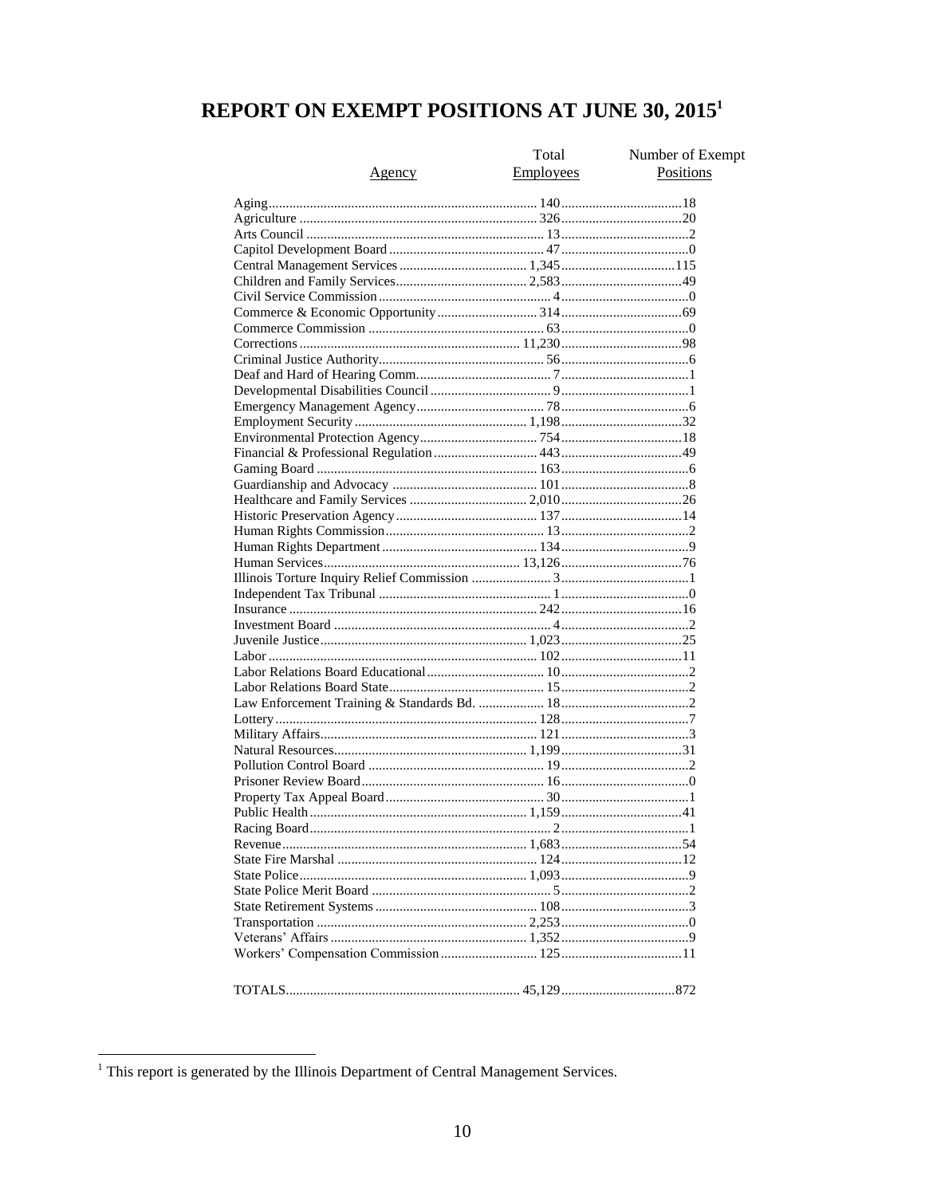# REPORT ON EXEMPT POSITIONS AT JUNE 30, 2015[1]

| Agency | Total Employees | Number of Exempt Positions |
|---|---|---|
| Aging | 140 | 18 |
| Agriculture | 326 | 20 |
| Arts Council | 13 | 2 |
| Capitol Development Board | 47 | 0 |
| Central Management Services | 1,345 | 115 |
| Children and Family Services | 2,583 | 49 |
| Civil Service Commission | 4 | 0 |
| Commerce & Economic Opportunity | 314 | 69 |
| Commerce Commission | 63 | 0 |
| Corrections | 11,230 | 98 |
| Criminal Justice Authority | 56 | 6 |
| Deaf and Hard of Hearing Comm. | 7 | 1 |
| Developmental Disabilities Council | 9 | 1 |
| Emergency Management Agency | 78 | 6 |
| Employment Security | 1,198 | 32 |
| Environmental Protection Agency | 754 | 18 |
| Financial & Professional Regulation | 443 | 49 |
| Gaming Board | 163 | 6 |
| Guardianship and Advocacy | 101 | 8 |
| Healthcare and Family Services | 2,010 | 26 |
| Historic Preservation Agency | 137 | 14 |
| Human Rights Commission | 13 | 2 |
| Human Rights Department | 134 | 9 |
| Human Services | 13,126 | 76 |
| Illinois Torture Inquiry Relief Commission | 3 | 1 |
| Independent Tax Tribunal | 1 | 0 |
| Insurance | 242 | 16 |
| Investment Board | 4 | 2 |
| Juvenile Justice | 1,023 | 25 |
| Labor | 102 | 11 |
| Labor Relations Board Educational | 10 | 2 |
| Labor Relations Board State | 15 | 2 |
| Law Enforcement Training & Standards Bd. | 18 | 2 |
| Lottery | 128 | 7 |
| Military Affairs | 121 | 3 |
| Natural Resources | 1,199 | 31 |
| Pollution Control Board | 19 | 2 |
| Prisoner Review Board | 16 | 0 |
| Property Tax Appeal Board | 30 | 1 |
| Public Health | 1,159 | 41 |
| Racing Board | 2 | 1 |
| Revenue | 1,683 | 54 |
| State Fire Marshal | 124 | 12 |
| State Police | 1,093 | 9 |
| State Police Merit Board | 5 | 2 |
| State Retirement Systems | 108 | 3 |
| Transportation | 2,253 | 0 |
| Veterans' Affairs | 1,352 | 9 |
| Workers' Compensation Commission | 125 | 11 |
| TOTALS | 45,129 | 872 |

[1] This report is generated by the Illinois Department of Central Management Services.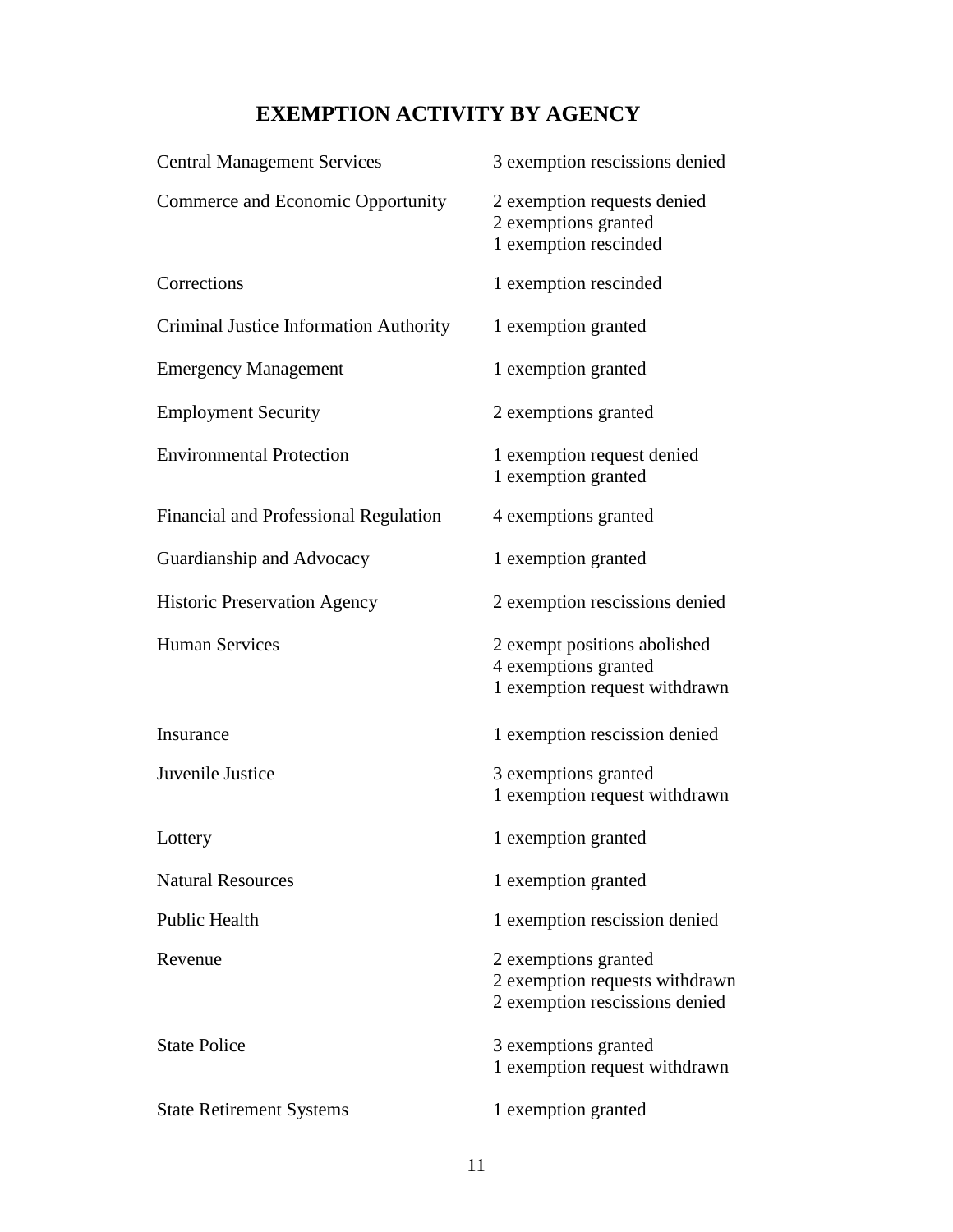# EXEMPTION ACTIVITY BY AGENCY

| Agency | Activity |
|---|---|
| Central Management Services | 3 exemption rescissions denied |
| Commerce and Economic Opportunity | 2 exemption requests denied<br>2 exemptions granted<br>1 exemption rescinded |
| Corrections | 1 exemption rescinded |
| Criminal Justice Information Authority | 1 exemption granted |
| Emergency Management | 1 exemption granted |
| Employment Security | 2 exemptions granted |
| Environmental Protection | 1 exemption request denied<br>1 exemption granted |
| Financial and Professional Regulation | 4 exemptions granted |
| Guardianship and Advocacy | 1 exemption granted |
| Historic Preservation Agency | 2 exemption rescissions denied |
| Human Services | 2 exempt positions abolished<br>4 exemptions granted<br>1 exemption request withdrawn |
| Insurance | 1 exemption rescission denied |
| Juvenile Justice | 3 exemptions granted<br>1 exemption request withdrawn |
| Lottery | 1 exemption granted |
| Natural Resources | 1 exemption granted |
| Public Health | 1 exemption rescission denied |
| Revenue | 2 exemptions granted<br>2 exemption requests withdrawn<br>2 exemption rescissions denied |
| State Police | 3 exemptions granted<br>1 exemption request withdrawn |
| State Retirement Systems | 1 exemption granted |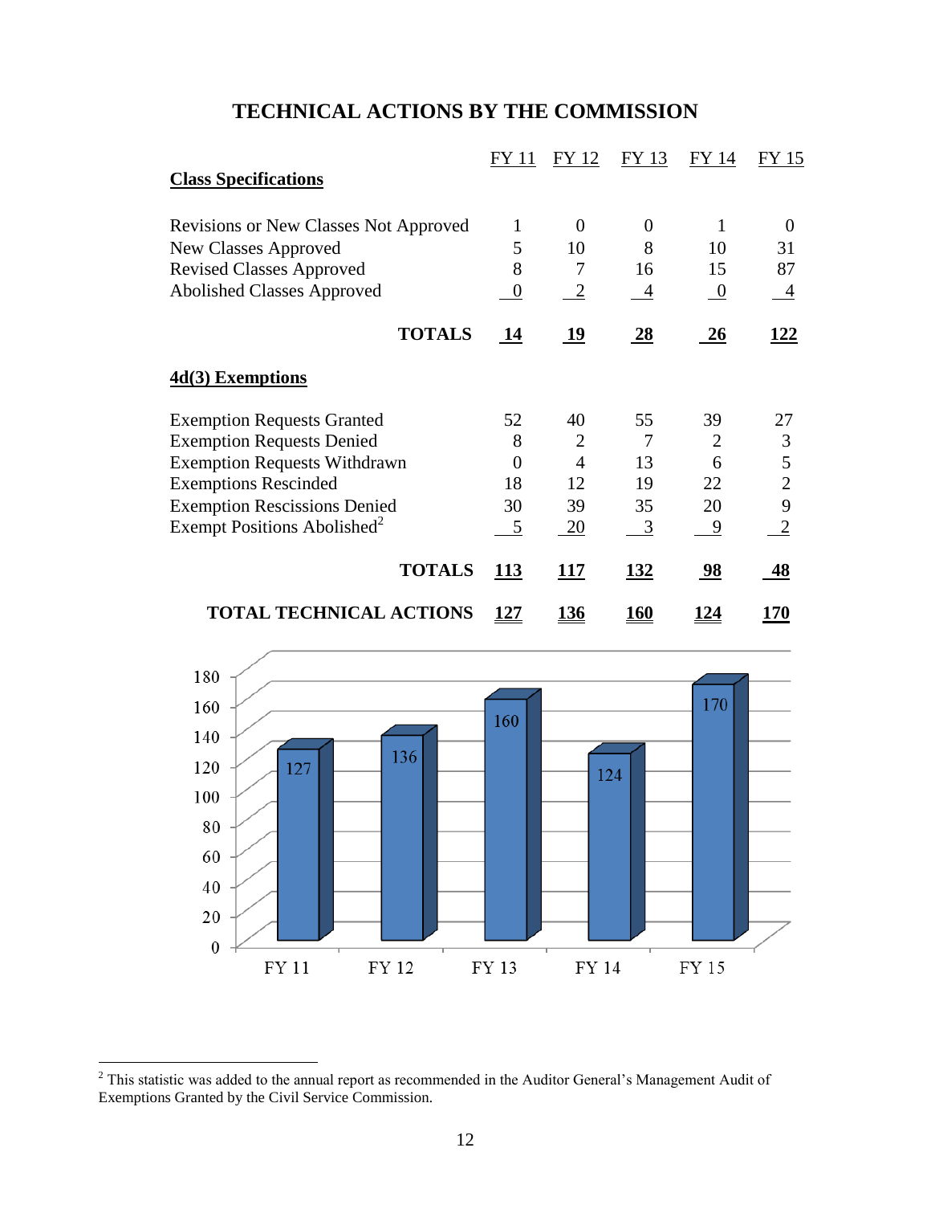# TECHNICAL ACTIONS BY THE COMMISSION

| | FY 11 | FY 12 | FY 13 | FY 14 | FY 15 |
|---|---|---|---|---|---|
| **Class Specifications** | | | | | |
| Revisions or New Classes Not Approved | 1 | 0 | 0 | 1 | 0 |
| New Classes Approved | 5 | 10 | 8 | 10 | 31 |
| Revised Classes Approved | 8 | 7 | 16 | 15 | 87 |
| Abolished Classes Approved | 0 | 2 | 4 | 0 | 4 |
| **TOTALS** | **14** | **19** | **28** | **26** | **122** |
| **4d(3) Exemptions** | | | | | |
| Exemption Requests Granted | 52 | 40 | 55 | 39 | 27 |
| Exemption Requests Denied | 8 | 2 | 7 | 2 | 3 |
| Exemption Requests Withdrawn | 0 | 4 | 13 | 6 | 5 |
| Exemptions Rescinded | 18 | 12 | 19 | 22 | 2 |
| Exemption Rescissions Denied | 30 | 39 | 35 | 20 | 9 |
| Exempt Positions Abolished[2] | 5 | 20 | 3 | 9 | 2 |
| **TOTALS** | **113** | **117** | **132** | **98** | **48** |
| **TOTAL TECHNICAL ACTIONS** | **127** | **136** | **160** | **124** | **170** |

| | FY 11 | FY 12 | FY 13 | FY 14 | FY 15 |
|---|---|---|---|---|---|
| Total Technical Actions | 127 | 136 | 160 | 124 | 170 |

[2] This statistic was added to the annual report as recommended in the Auditor General's Management Audit of Exemptions Granted by the Civil Service Commission.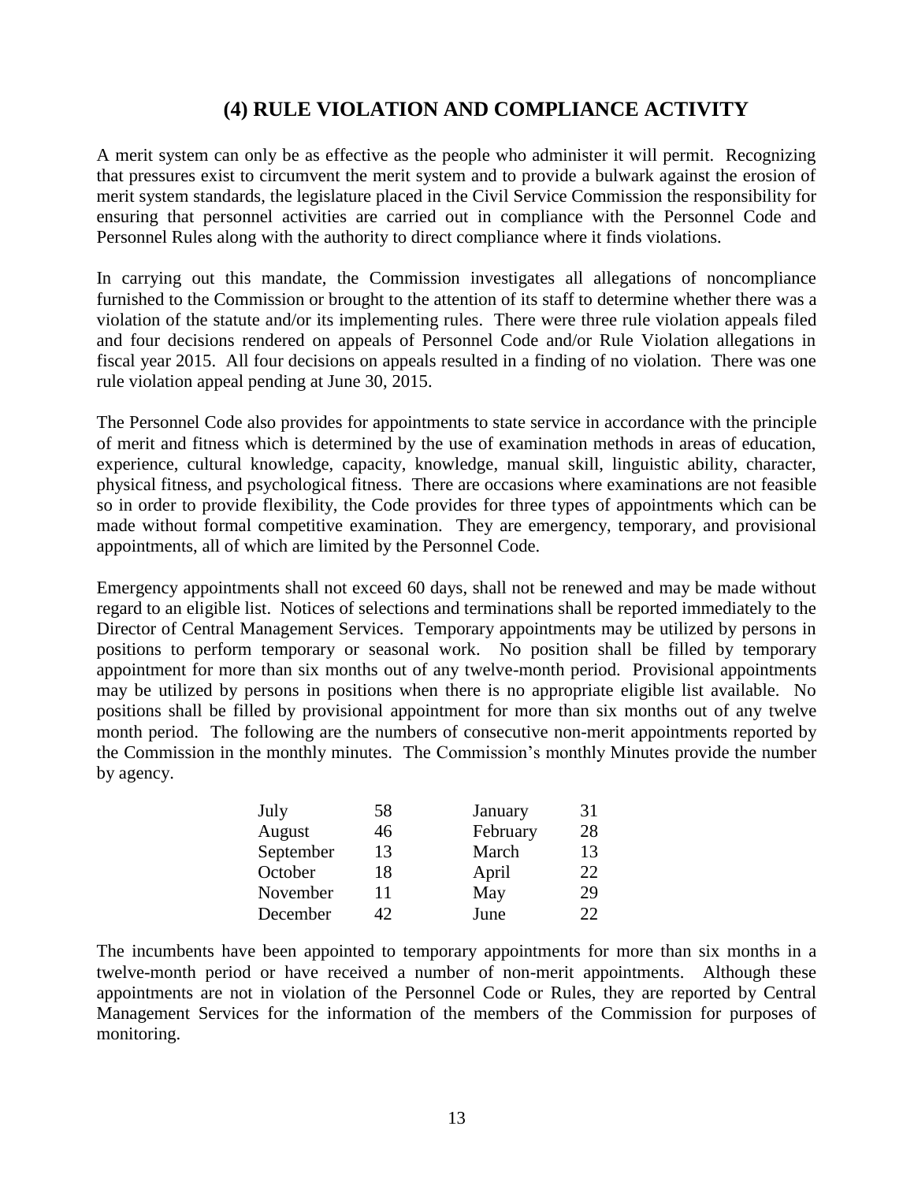## (4) RULE VIOLATION AND COMPLIANCE ACTIVITY

A merit system can only be as effective as the people who administer it will permit. Recognizing that pressures exist to circumvent the merit system and to provide a bulwark against the erosion of merit system standards, the legislature placed in the Civil Service Commission the responsibility for ensuring that personnel activities are carried out in compliance with the Personnel Code and Personnel Rules along with the authority to direct compliance where it finds violations.

In carrying out this mandate, the Commission investigates all allegations of noncompliance furnished to the Commission or brought to the attention of its staff to determine whether there was a violation of the statute and/or its implementing rules. There were three rule violation appeals filed and four decisions rendered on appeals of Personnel Code and/or Rule Violation allegations in fiscal year 2015. All four decisions on appeals resulted in a finding of no violation. There was one rule violation appeal pending at June 30, 2015.

The Personnel Code also provides for appointments to state service in accordance with the principle of merit and fitness which is determined by the use of examination methods in areas of education, experience, cultural knowledge, capacity, knowledge, manual skill, linguistic ability, character, physical fitness, and psychological fitness. There are occasions where examinations are not feasible so in order to provide flexibility, the Code provides for three types of appointments which can be made without formal competitive examination. They are emergency, temporary, and provisional appointments, all of which are limited by the Personnel Code.

Emergency appointments shall not exceed 60 days, shall not be renewed and may be made without regard to an eligible list. Notices of selections and terminations shall be reported immediately to the Director of Central Management Services. Temporary appointments may be utilized by persons in positions to perform temporary or seasonal work. No position shall be filled by temporary appointment for more than six months out of any twelve-month period. Provisional appointments may be utilized by persons in positions when there is no appropriate eligible list available. No positions shall be filled by provisional appointment for more than six months out of any twelve month period. The following are the numbers of consecutive non-merit appointments reported by the Commission in the monthly minutes. The Commission's monthly Minutes provide the number by agency.

| Month | Number | Month | Number |
|---|---|---|---|
| July | 58 | January | 31 |
| August | 46 | February | 28 |
| September | 13 | March | 13 |
| October | 18 | April | 22 |
| November | 11 | May | 29 |
| December | 42 | June | 22 |

The incumbents have been appointed to temporary appointments for more than six months in a twelve-month period or have received a number of non-merit appointments. Although these appointments are not in violation of the Personnel Code or Rules, they are reported by Central Management Services for the information of the members of the Commission for purposes of monitoring.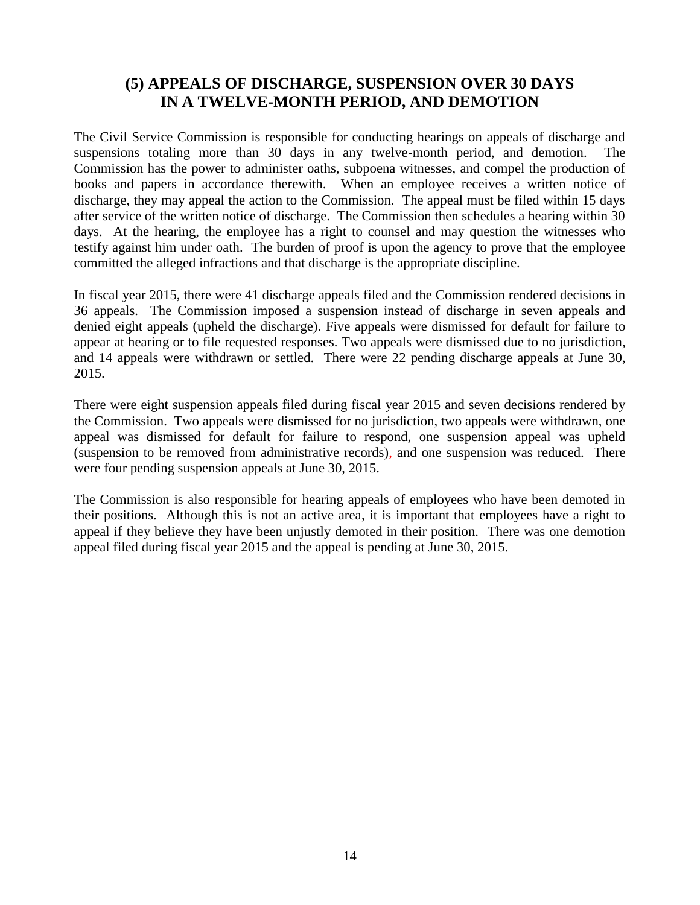## (5) APPEALS OF DISCHARGE, SUSPENSION OVER 30 DAYS IN A TWELVE-MONTH PERIOD, AND DEMOTION

The Civil Service Commission is responsible for conducting hearings on appeals of discharge and suspensions totaling more than 30 days in any twelve-month period, and demotion. The Commission has the power to administer oaths, subpoena witnesses, and compel the production of books and papers in accordance therewith. When an employee receives a written notice of discharge, they may appeal the action to the Commission. The appeal must be filed within 15 days after service of the written notice of discharge. The Commission then schedules a hearing within 30 days. At the hearing, the employee has a right to counsel and may question the witnesses who testify against him under oath. The burden of proof is upon the agency to prove that the employee committed the alleged infractions and that discharge is the appropriate discipline.

In fiscal year 2015, there were 41 discharge appeals filed and the Commission rendered decisions in 36 appeals. The Commission imposed a suspension instead of discharge in seven appeals and denied eight appeals (upheld the discharge). Five appeals were dismissed for default for failure to appear at hearing or to file requested responses. Two appeals were dismissed due to no jurisdiction, and 14 appeals were withdrawn or settled. There were 22 pending discharge appeals at June 30, 2015.

There were eight suspension appeals filed during fiscal year 2015 and seven decisions rendered by the Commission. Two appeals were dismissed for no jurisdiction, two appeals were withdrawn, one appeal was dismissed for default for failure to respond, one suspension appeal was upheld (suspension to be removed from administrative records), and one suspension was reduced. There were four pending suspension appeals at June 30, 2015.

The Commission is also responsible for hearing appeals of employees who have been demoted in their positions. Although this is not an active area, it is important that employees have a right to appeal if they believe they have been unjustly demoted in their position. There was one demotion appeal filed during fiscal year 2015 and the appeal is pending at June 30, 2015.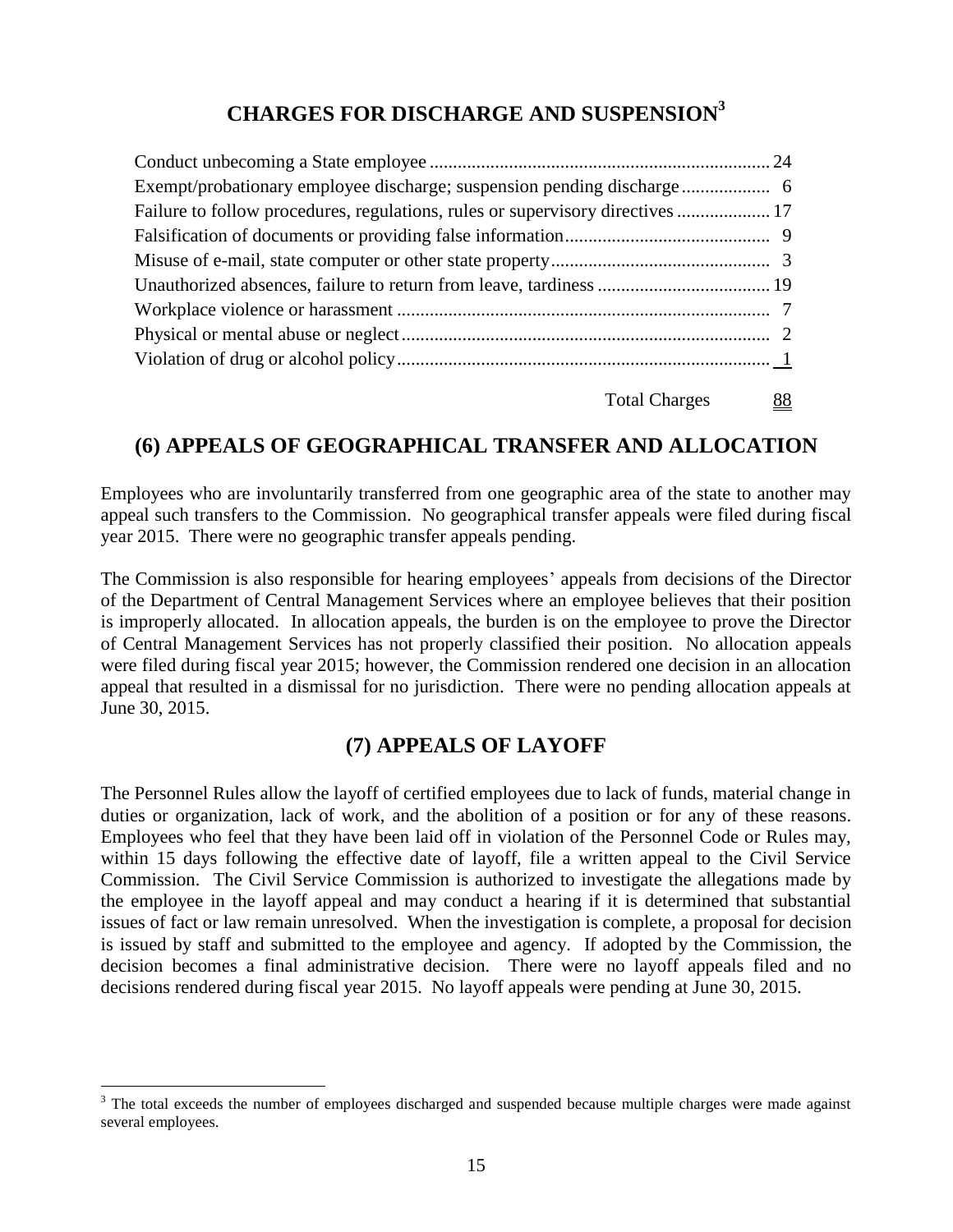## CHARGES FOR DISCHARGE AND SUSPENSION[3]

| Charge | Count |
|---|---|
| Conduct unbecoming a State employee | 24 |
| Exempt/probationary employee discharge; suspension pending discharge | 6 |
| Failure to follow procedures, regulations, rules or supervisory directives | 17 |
| Falsification of documents or providing false information | 9 |
| Misuse of e-mail, state computer or other state property | 3 |
| Unauthorized absences, failure to return from leave, tardiness | 19 |
| Workplace violence or harassment | 7 |
| Physical or mental abuse or neglect | 2 |
| Violation of drug or alcohol policy | 1 |
| Total Charges | 88 |

## (6) APPEALS OF GEOGRAPHICAL TRANSFER AND ALLOCATION

Employees who are involuntarily transferred from one geographic area of the state to another may appeal such transfers to the Commission. No geographical transfer appeals were filed during fiscal year 2015. There were no geographic transfer appeals pending.

The Commission is also responsible for hearing employees' appeals from decisions of the Director of the Department of Central Management Services where an employee believes that their position is improperly allocated. In allocation appeals, the burden is on the employee to prove the Director of Central Management Services has not properly classified their position. No allocation appeals were filed during fiscal year 2015; however, the Commission rendered one decision in an allocation appeal that resulted in a dismissal for no jurisdiction. There were no pending allocation appeals at June 30, 2015.

## (7) APPEALS OF LAYOFF

The Personnel Rules allow the layoff of certified employees due to lack of funds, material change in duties or organization, lack of work, and the abolition of a position or for any of these reasons. Employees who feel that they have been laid off in violation of the Personnel Code or Rules may, within 15 days following the effective date of layoff, file a written appeal to the Civil Service Commission. The Civil Service Commission is authorized to investigate the allegations made by the employee in the layoff appeal and may conduct a hearing if it is determined that substantial issues of fact or law remain unresolved. When the investigation is complete, a proposal for decision is issued by staff and submitted to the employee and agency. If adopted by the Commission, the decision becomes a final administrative decision. There were no layoff appeals filed and no decisions rendered during fiscal year 2015. No layoff appeals were pending at June 30, 2015.

[3] The total exceeds the number of employees discharged and suspended because multiple charges were made against several employees.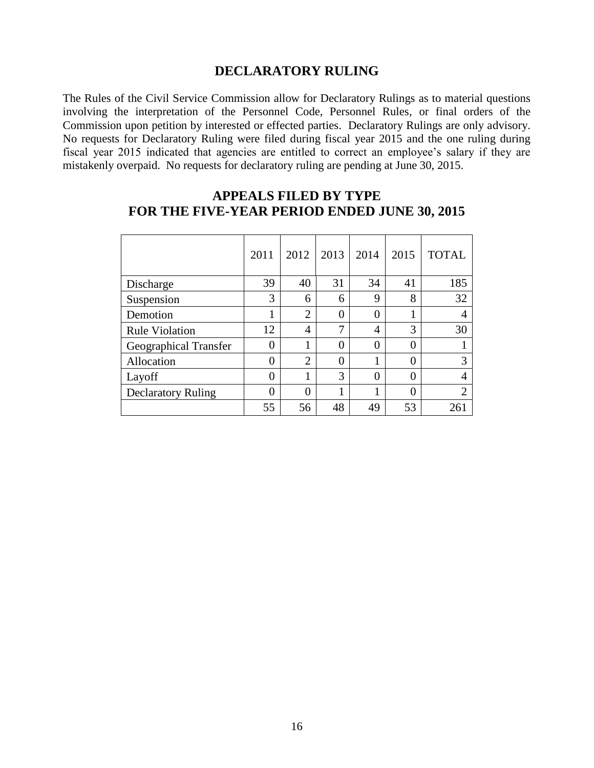## DECLARATORY RULING

The Rules of the Civil Service Commission allow for Declaratory Rulings as to material questions involving the interpretation of the Personnel Code, Personnel Rules, or final orders of the Commission upon petition by interested or effected parties. Declaratory Rulings are only advisory. No requests for Declaratory Ruling were filed during fiscal year 2015 and the one ruling during fiscal year 2015 indicated that agencies are entitled to correct an employee's salary if they are mistakenly overpaid. No requests for declaratory ruling are pending at June 30, 2015.

## APPEALS FILED BY TYPE
## FOR THE FIVE-YEAR PERIOD ENDED JUNE 30, 2015

| | 2011 | 2012 | 2013 | 2014 | 2015 | TOTAL |
|---|---|---|---|---|---|---|
| Discharge | 39 | 40 | 31 | 34 | 41 | 185 |
| Suspension | 3 | 6 | 6 | 9 | 8 | 32 |
| Demotion | 1 | 2 | 0 | 0 | 1 | 4 |
| Rule Violation | 12 | 4 | 7 | 4 | 3 | 30 |
| Geographical Transfer | 0 | 1 | 0 | 0 | 0 | 1 |
| Allocation | 0 | 2 | 0 | 1 | 0 | 3 |
| Layoff | 0 | 1 | 3 | 0 | 0 | 4 |
| Declaratory Ruling | 0 | 0 | 1 | 1 | 0 | 2 |
| | 55 | 56 | 48 | 49 | 53 | 261 |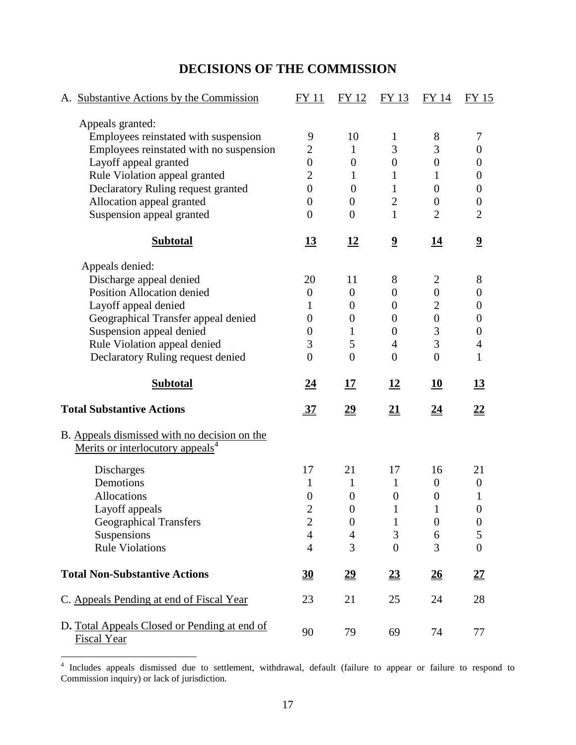# DECISIONS OF THE COMMISSION

| A. Substantive Actions by the Commission | FY 11 | FY 12 | FY 13 | FY 14 | FY 15 |
|---|---|---|---|---|---|
| Appeals granted: | | | | | |
| Employees reinstated with suspension | 9 | 10 | 1 | 8 | 7 |
| Employees reinstated with no suspension | 2 | 1 | 3 | 3 | 0 |
| Layoff appeal granted | 0 | 0 | 0 | 0 | 0 |
| Rule Violation appeal granted | 2 | 1 | 1 | 1 | 0 |
| Declaratory Ruling request granted | 0 | 0 | 1 | 0 | 0 |
| Allocation appeal granted | 0 | 0 | 2 | 0 | 0 |
| Suspension appeal granted | 0 | 0 | 1 | 2 | 2 |
| **Subtotal** | **13** | **12** | **9** | **14** | **9** |
| Appeals denied: | | | | | |
| Discharge appeal denied | 20 | 11 | 8 | 2 | 8 |
| Position Allocation denied | 0 | 0 | 0 | 0 | 0 |
| Layoff appeal denied | 1 | 0 | 0 | 2 | 0 |
| Geographical Transfer appeal denied | 0 | 0 | 0 | 0 | 0 |
| Suspension appeal denied | 0 | 1 | 0 | 3 | 0 |
| Rule Violation appeal denied | 3 | 5 | 4 | 3 | 4 |
| Declaratory Ruling request denied | 0 | 0 | 0 | 0 | 1 |
| **Subtotal** | **24** | **17** | **12** | **10** | **13** |
| **Total Substantive Actions** | **37** | **29** | **21** | **24** | **22** |
| B. Appeals dismissed with no decision on the Merits or interlocutory appeals[4] | | | | | |
| Discharges | 17 | 21 | 17 | 16 | 21 |
| Demotions | 1 | 1 | 1 | 0 | 0 |
| Allocations | 0 | 0 | 0 | 0 | 1 |
| Layoff appeals | 2 | 0 | 1 | 1 | 0 |
| Geographical Transfers | 2 | 0 | 1 | 0 | 0 |
| Suspensions | 4 | 4 | 3 | 6 | 5 |
| Rule Violations | 4 | 3 | 0 | 3 | 0 |
| **Total Non-Substantive Actions** | **30** | **29** | **23** | **26** | **27** |
| C. Appeals Pending at end of Fiscal Year | 23 | 21 | 25 | 24 | 28 |
| D. Total Appeals Closed or Pending at end of Fiscal Year | 90 | 79 | 69 | 74 | 77 |

[4] Includes appeals dismissed due to settlement, withdrawal, default (failure to appear or failure to respond to Commission inquiry) or lack of jurisdiction.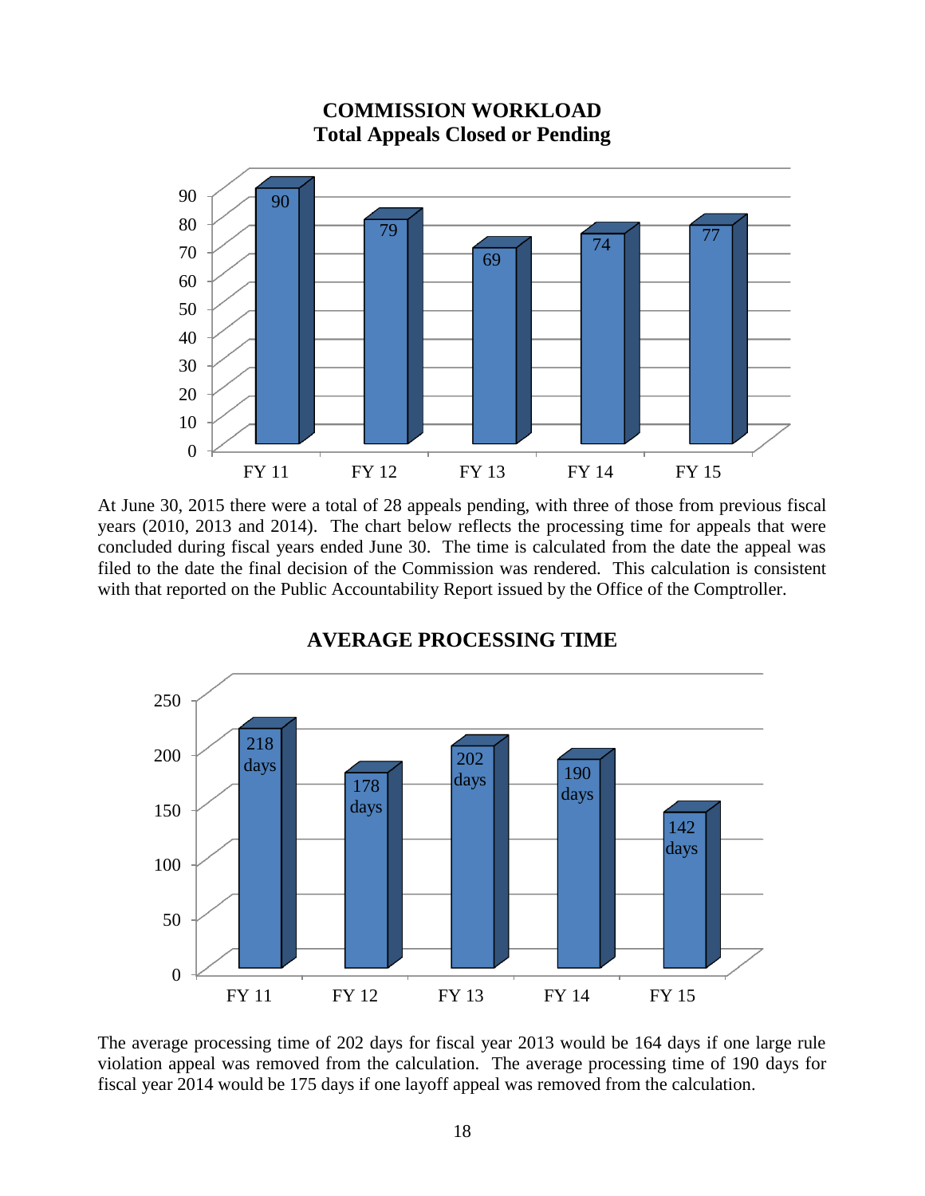**COMMISSION WORKLOAD**
**Total Appeals Closed or Pending**

| FY 11 | FY 12 | FY 13 | FY 14 | FY 15 |
|---|---|---|---|---|
| 90 | 79 | 69 | 74 | 77 |

At June 30, 2015 there were a total of 28 appeals pending, with three of those from previous fiscal years (2010, 2013 and 2014). The chart below reflects the processing time for appeals that were concluded during fiscal years ended June 30. The time is calculated from the date the appeal was filed to the date the final decision of the Commission was rendered. This calculation is consistent with that reported on the Public Accountability Report issued by the Office of the Comptroller.

**AVERAGE PROCESSING TIME**

| FY 11 | FY 12 | FY 13 | FY 14 | FY 15 |
|---|---|---|---|---|
| 218 days | 178 days | 202 days | 190 days | 142 days |

The average processing time of 202 days for fiscal year 2013 would be 164 days if one large rule violation appeal was removed from the calculation. The average processing time of 190 days for fiscal year 2014 would be 175 days if one layoff appeal was removed from the calculation.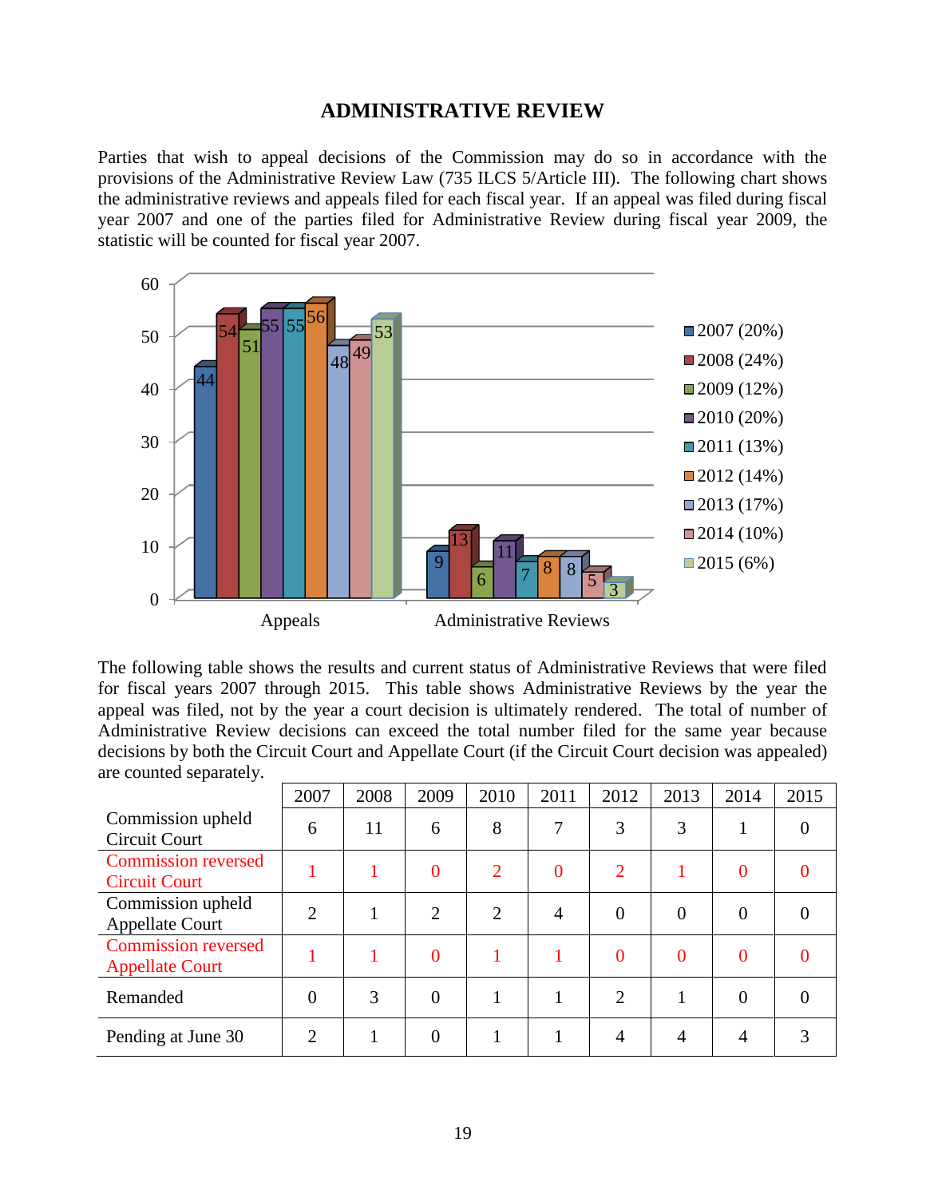# ADMINISTRATIVE REVIEW

Parties that wish to appeal decisions of the Commission may do so in accordance with the provisions of the Administrative Review Law (735 ILCS 5/Article III). The following chart shows the administrative reviews and appeals filed for each fiscal year. If an appeal was filed during fiscal year 2007 and one of the parties filed for Administrative Review during fiscal year 2009, the statistic will be counted for fiscal year 2007.

| | 2007 (20%) | 2008 (24%) | 2009 (12%) | 2010 (20%) | 2011 (13%) | 2012 (14%) | 2013 (17%) | 2014 (10%) | 2015 (6%) |
|---|---|---|---|---|---|---|---|---|---|
| Appeals | 44 | 54 | 51 | 55 | 55 | 56 | 48 | 49 | 53 |
| Administrative Reviews | 9 | 13 | 6 | 11 | 7 | 8 | 8 | 5 | 3 |

The following table shows the results and current status of Administrative Reviews that were filed for fiscal years 2007 through 2015. This table shows Administrative Reviews by the year the appeal was filed, not by the year a court decision is ultimately rendered. The total of number of Administrative Review decisions can exceed the total number filed for the same year because decisions by both the Circuit Court and Appellate Court (if the Circuit Court decision was appealed) are counted separately.

| | 2007 | 2008 | 2009 | 2010 | 2011 | 2012 | 2013 | 2014 | 2015 |
|---|---|---|---|---|---|---|---|---|---|
| Commission upheld Circuit Court | 6 | 11 | 6 | 8 | 7 | 3 | 3 | 1 | 0 |
| Commission reversed Circuit Court | 1 | 1 | 0 | 2 | 0 | 2 | 1 | 0 | 0 |
| Commission upheld Appellate Court | 2 | 1 | 2 | 2 | 4 | 0 | 0 | 0 | 0 |
| Commission reversed Appellate Court | 1 | 1 | 0 | 1 | 1 | 0 | 0 | 0 | 0 |
| Remanded | 0 | 3 | 0 | 1 | 1 | 2 | 1 | 0 | 0 |
| Pending at June 30 | 2 | 1 | 0 | 1 | 1 | 4 | 4 | 4 | 3 |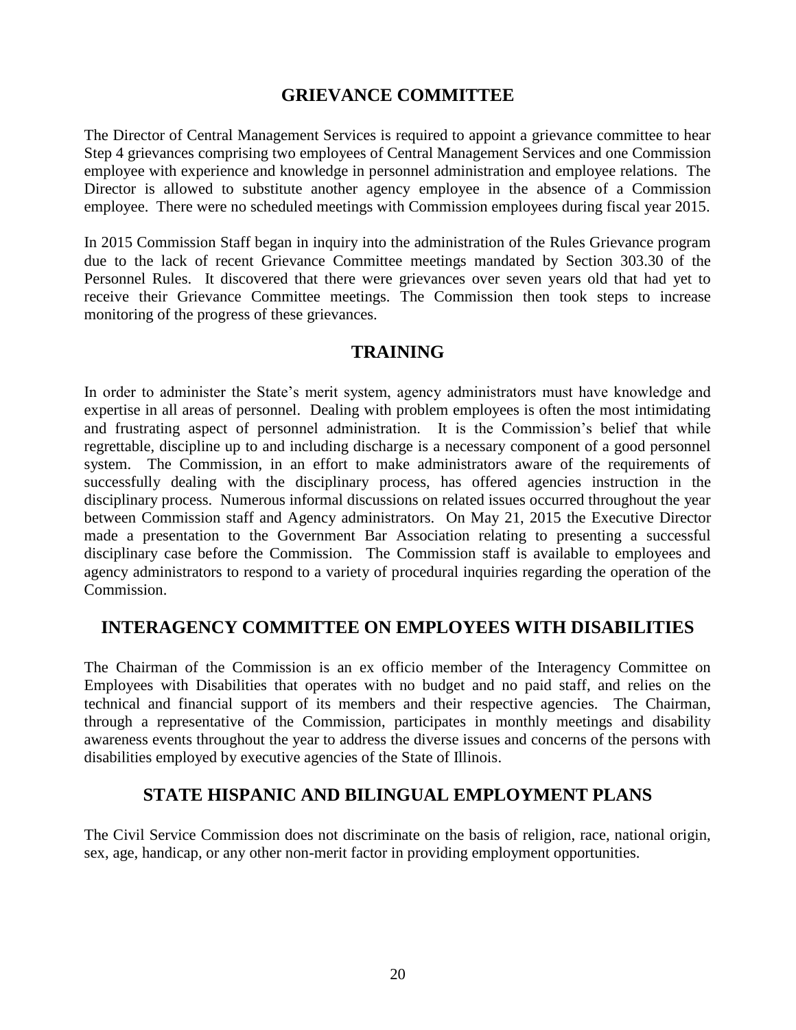## GRIEVANCE COMMITTEE

The Director of Central Management Services is required to appoint a grievance committee to hear Step 4 grievances comprising two employees of Central Management Services and one Commission employee with experience and knowledge in personnel administration and employee relations. The Director is allowed to substitute another agency employee in the absence of a Commission employee. There were no scheduled meetings with Commission employees during fiscal year 2015.

In 2015 Commission Staff began in inquiry into the administration of the Rules Grievance program due to the lack of recent Grievance Committee meetings mandated by Section 303.30 of the Personnel Rules. It discovered that there were grievances over seven years old that had yet to receive their Grievance Committee meetings. The Commission then took steps to increase monitoring of the progress of these grievances.

## TRAINING

In order to administer the State's merit system, agency administrators must have knowledge and expertise in all areas of personnel. Dealing with problem employees is often the most intimidating and frustrating aspect of personnel administration. It is the Commission's belief that while regrettable, discipline up to and including discharge is a necessary component of a good personnel system. The Commission, in an effort to make administrators aware of the requirements of successfully dealing with the disciplinary process, has offered agencies instruction in the disciplinary process. Numerous informal discussions on related issues occurred throughout the year between Commission staff and Agency administrators. On May 21, 2015 the Executive Director made a presentation to the Government Bar Association relating to presenting a successful disciplinary case before the Commission. The Commission staff is available to employees and agency administrators to respond to a variety of procedural inquiries regarding the operation of the Commission.

## INTERAGENCY COMMITTEE ON EMPLOYEES WITH DISABILITIES

The Chairman of the Commission is an ex officio member of the Interagency Committee on Employees with Disabilities that operates with no budget and no paid staff, and relies on the technical and financial support of its members and their respective agencies. The Chairman, through a representative of the Commission, participates in monthly meetings and disability awareness events throughout the year to address the diverse issues and concerns of the persons with disabilities employed by executive agencies of the State of Illinois.

## STATE HISPANIC AND BILINGUAL EMPLOYMENT PLANS

The Civil Service Commission does not discriminate on the basis of religion, race, national origin, sex, age, handicap, or any other non-merit factor in providing employment opportunities.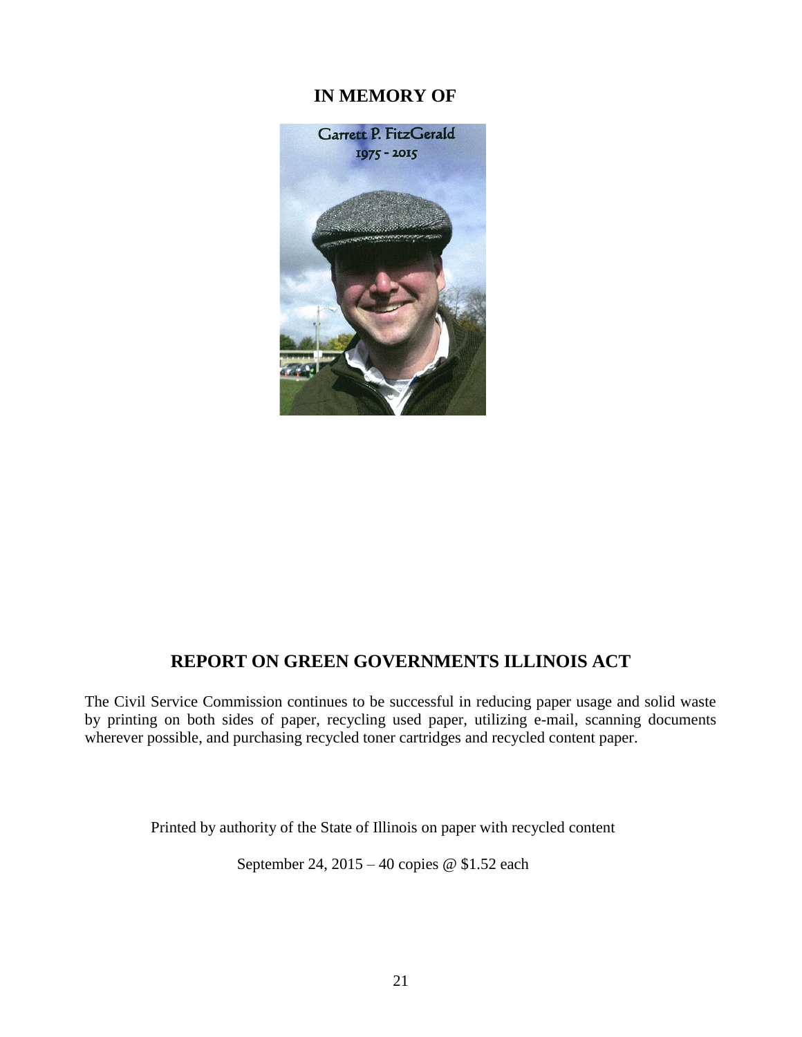## IN MEMORY OF

Garrett P. FitzGerald
1975 - 2015

## REPORT ON GREEN GOVERNMENTS ILLINOIS ACT

The Civil Service Commission continues to be successful in reducing paper usage and solid waste by printing on both sides of paper, recycling used paper, utilizing e-mail, scanning documents wherever possible, and purchasing recycled toner cartridges and recycled content paper.

Printed by authority of the State of Illinois on paper with recycled content

September 24, 2015 – 40 copies @ $1.52 each